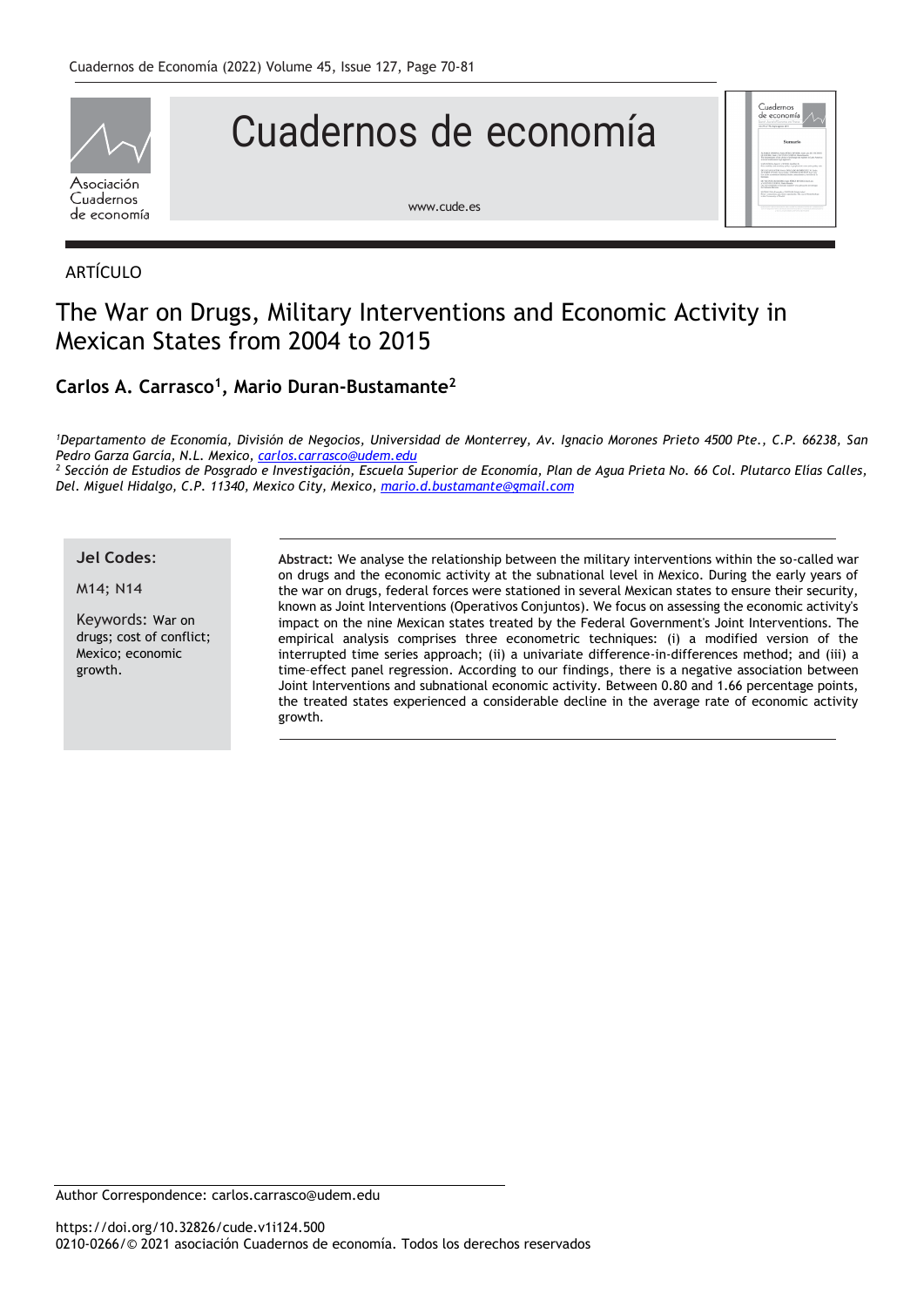ARTÍCULO

# The War on Drugs, Military Interventions and Economic Activity in Mexican States from 2004 to 2015

**Carlos A. Carrasco[1], Mario Duran-Bustamante[2]**

*[1]Departamento de Economía, División de Negocios, Universidad de Monterrey, Av. Ignacio Morones Prieto 4500 Pte., C.P. 66238, San Pedro Garza Garcia, N.L. Mexico, carlos.carrasco@udem.edu*
*[2] Sección de Estudios de Posgrado e Investigación, Escuela Superior de Economía, Plan de Agua Prieta No. 66 Col. Plutarco Elías Calles, Del. Miguel Hidalgo, C.P. 11340, Mexico City, Mexico, mario.d.bustamante@gmail.com*

**Jel Codes:**

M14; N14

Keywords: War on drugs; cost of conflict; Mexico; economic growth.

**Abstract:** We analyse the relationship between the military interventions within the so-called war on drugs and the economic activity at the subnational level in Mexico. During the early years of the war on drugs, federal forces were stationed in several Mexican states to ensure their security, known as Joint Interventions (Operativos Conjuntos). We focus on assessing the economic activity's impact on the nine Mexican states treated by the Federal Government's Joint Interventions. The empirical analysis comprises three econometric techniques: (i) a modified version of the interrupted time series approach; (ii) a univariate difference-in-differences method; and (iii) a time-effect panel regression. According to our findings, there is a negative association between Joint Interventions and subnational economic activity. Between 0.80 and 1.66 percentage points, the treated states experienced a considerable decline in the average rate of economic activity growth.

Author Correspondence: carlos.carrasco@udem.edu

https://doi.org/10.32826/cude.v1i124.500
0210-0266/© 2021 asociación Cuadernos de economía. Todos los derechos reservados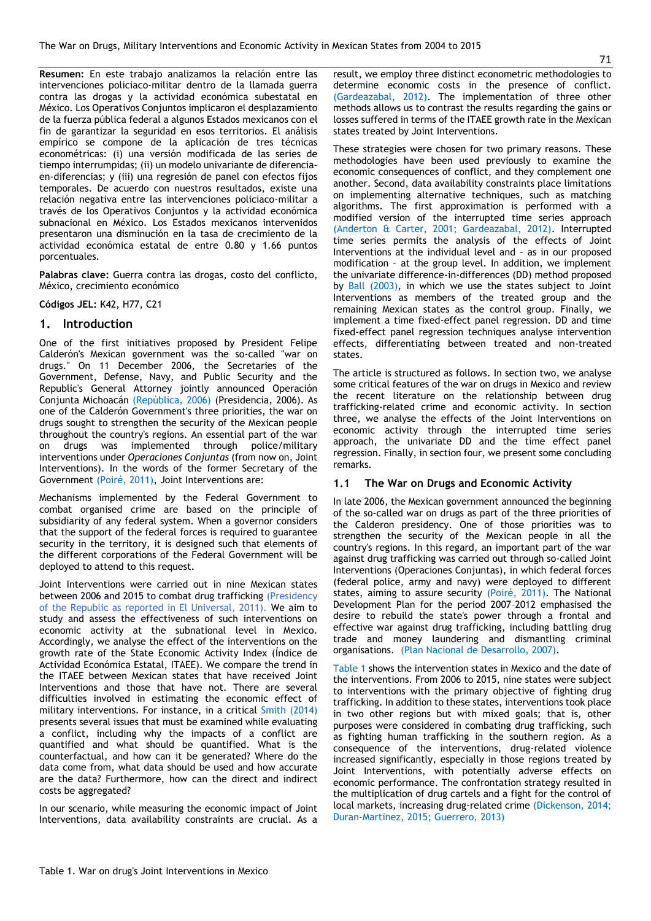**Resumen:** En este trabajo analizamos la relación entre las intervenciones policiaco-militar dentro de la llamada guerra contra las drogas y la actividad económica subestatal en México. Los Operativos Conjuntos implicaron el desplazamiento de la fuerza pública federal a algunos Estados mexicanos con el fin de garantizar la seguridad en esos territorios. El análisis empírico se compone de la aplicación de tres técnicas econométricas: (i) una versión modificada de las series de tiempo interrumpidas; (ii) un modelo univariante de diferencia-en-diferencias; y (iii) una regresión de panel con efectos fijos temporales. De acuerdo con nuestros resultados, existe una relación negativa entre las intervenciones policiaco-militar a través de los Operativos Conjuntos y la actividad económica subnacional en México. Los Estados mexicanos intervenidos presentaron una disminución en la tasa de crecimiento de la actividad económica estatal de entre 0.80 y 1.66 puntos porcentuales.

**Palabras clave:** Guerra contra las drogas, costo del conflicto, México, crecimiento económico

**Códigos JEL:** K42, H77, C21

## 1. Introduction

One of the first initiatives proposed by President Felipe Calderón's Mexican government was the so-called "war on drugs." On 11 December 2006, the Secretaries of the Government, Defense, Navy, and Public Security and the Republic's General Attorney jointly announced Operación Conjunta Michoacán (República, 2006) (Presidencia, 2006). As one of the Calderón Government's three priorities, the war on drugs sought to strengthen the security of the Mexican people throughout the country's regions. An essential part of the war on drugs was implemented through police/military interventions under *Operaciones Conjuntas* (from now on, Joint Interventions). In the words of the former Secretary of the Government (Poiré, 2011), Joint Interventions are:

Mechanisms implemented by the Federal Government to combat organised crime are based on the principle of subsidiarity of any federal system. When a governor considers that the support of the federal forces is required to guarantee security in the territory, it is designed such that elements of the different corporations of the Federal Government will be deployed to attend to this request.

Joint Interventions were carried out in nine Mexican states between 2006 and 2015 to combat drug trafficking (Presidency of the Republic as reported in El Universal, 2011). We aim to study and assess the effectiveness of such interventions on economic activity at the subnational level in Mexico. Accordingly, we analyse the effect of the interventions on the growth rate of the State Economic Activity Index (Índice de Actividad Económica Estatal, ITAEE). We compare the trend in the ITAEE between Mexican states that have received Joint Interventions and those that have not. There are several difficulties involved in estimating the economic effect of military interventions. For instance, in a critical Smith (2014) presents several issues that must be examined while evaluating a conflict, including why the impacts of a conflict are quantified and what should be quantified. What is the counterfactual, and how can it be generated? Where do the data come from, what data should be used and how accurate are the data? Furthermore, how can the direct and indirect costs be aggregated?

In our scenario, while measuring the economic impact of Joint Interventions, data availability constraints are crucial. As a result, we employ three distinct econometric methodologies to determine economic costs in the presence of conflict. (Gardeazabal, 2012). The implementation of three other methods allows us to contrast the results regarding the gains or losses suffered in terms of the ITAEE growth rate in the Mexican states treated by Joint Interventions.

These strategies were chosen for two primary reasons. These methodologies have been used previously to examine the economic consequences of conflict, and they complement one another. Second, data availability constraints place limitations on implementing alternative techniques, such as matching algorithms. The first approximation is performed with a modified version of the interrupted time series approach (Anderton & Carter, 2001; Gardeazabal, 2012). Interrupted time series permits the analysis of the effects of Joint Interventions at the individual level and – as in our proposed modification – at the group level. In addition, we implement the univariate difference-in-differences (DD) method proposed by Ball (2003), in which we use the states subject to Joint Interventions as members of the treated group and the remaining Mexican states as the control group. Finally, we implement a time fixed-effect panel regression. DD and time fixed-effect panel regression techniques analyse intervention effects, differentiating between treated and non-treated states.

The article is structured as follows. In section two, we analyse some critical features of the war on drugs in Mexico and review the recent literature on the relationship between drug trafficking-related crime and economic activity. In section three, we analyse the effects of the Joint Interventions on economic activity through the interrupted time series approach, the univariate DD and the time effect panel regression. Finally, in section four, we present some concluding remarks.

### 1.1 The War on Drugs and Economic Activity

In late 2006, the Mexican government announced the beginning of the so-called war on drugs as part of the three priorities of the Calderon presidency. One of those priorities was to strengthen the security of the Mexican people in all the country's regions. In this regard, an important part of the war against drug trafficking was carried out through so-called Joint Interventions (Operaciones Conjuntas), in which federal forces (federal police, army and navy) were deployed to different states, aiming to assure security (Poiré, 2011). The National Development Plan for the period 2007–2012 emphasised the desire to rebuild the state's power through a frontal and effective war against drug trafficking, including battling drug trade and money laundering and dismantling criminal organisations. (Plan Nacional de Desarrollo, 2007).

Table 1 shows the intervention states in Mexico and the date of the interventions. From 2006 to 2015, nine states were subject to interventions with the primary objective of fighting drug trafficking. In addition to these states, interventions took place in two other regions but with mixed goals; that is, other purposes were considered in combating drug trafficking, such as fighting human trafficking in the southern region. As a consequence of the interventions, drug-related violence increased significantly, especially in those regions treated by Joint Interventions, with potentially adverse effects on economic performance. The confrontation strategy resulted in the multiplication of drug cartels and a fight for the control of local markets, increasing drug-related crime (Dickenson, 2014; Duran-Martinez, 2015; Guerrero, 2013)

Table 1. War on drug's Joint Interventions in Mexico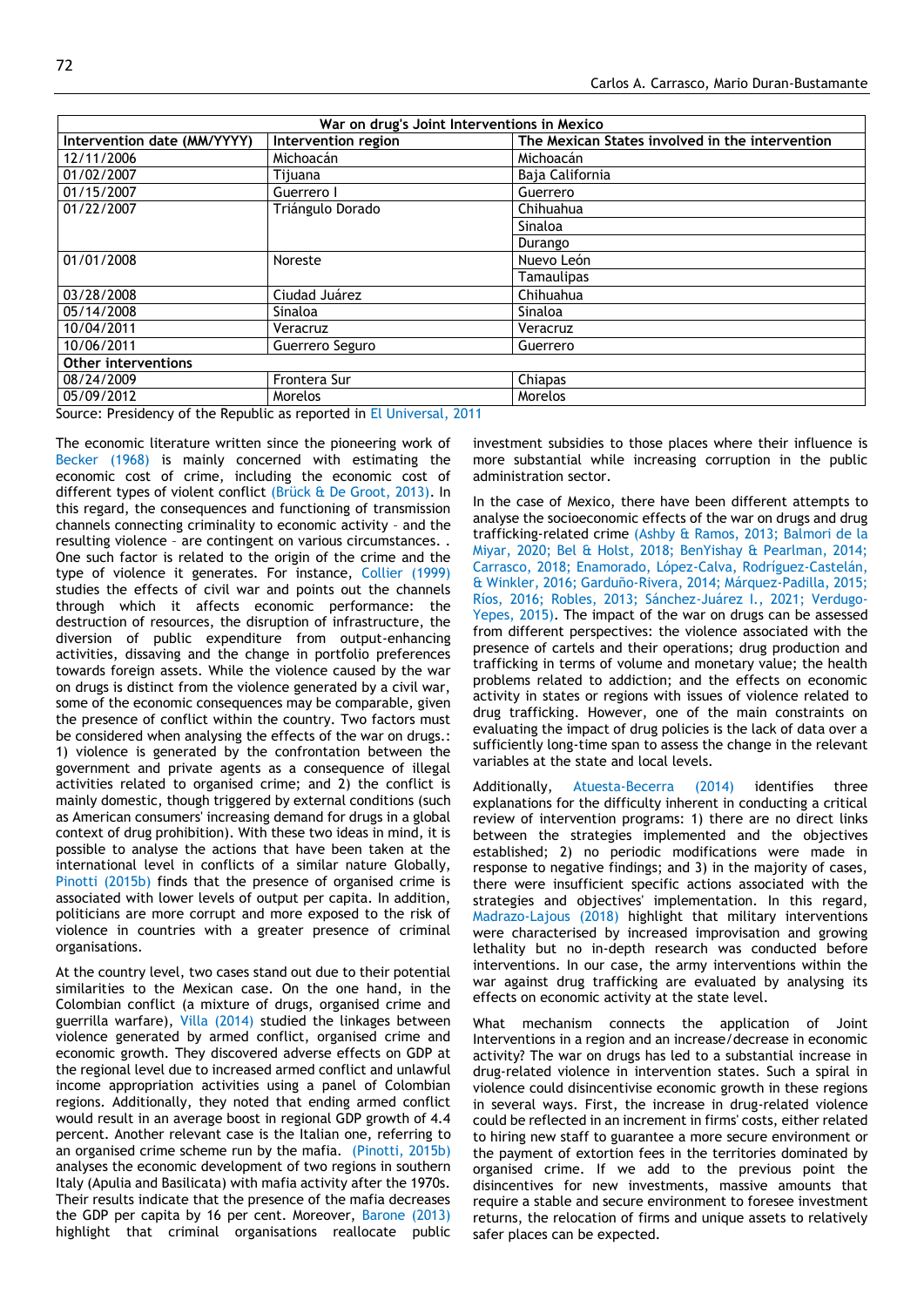| War on drug's Joint Interventions in Mexico | | |
|---|---|---|
| **Intervention date (MM/YYYY)** | **Intervention region** | **The Mexican States involved in the intervention** |
| 12/11/2006 | Michoacán | Michoacán |
| 01/02/2007 | Tijuana | Baja California |
| 01/15/2007 | Guerrero I | Guerrero |
| 01/22/2007 | Triángulo Dorado | Chihuahua |
| | | Sinaloa |
| | | Durango |
| 01/01/2008 | Noreste | Nuevo León |
| | | Tamaulipas |
| 03/28/2008 | Ciudad Juárez | Chihuahua |
| 05/14/2008 | Sinaloa | Sinaloa |
| 10/04/2011 | Veracruz | Veracruz |
| 10/06/2011 | Guerrero Seguro | Guerrero |
| **Other interventions** | | |
| 08/24/2009 | Frontera Sur | Chiapas |
| 05/09/2012 | Morelos | Morelos |

Source: Presidency of the Republic as reported in El Universal, 2011

The economic literature written since the pioneering work of Becker (1968) is mainly concerned with estimating the economic cost of crime, including the economic cost of different types of violent conflict (Brück & De Groot, 2013). In this regard, the consequences and functioning of transmission channels connecting criminality to economic activity – and the resulting violence – are contingent on various circumstances. . One such factor is related to the origin of the crime and the type of violence it generates. For instance, Collier (1999) studies the effects of civil war and points out the channels through which it affects economic performance: the destruction of resources, the disruption of infrastructure, the diversion of public expenditure from output-enhancing activities, dissaving and the change in portfolio preferences towards foreign assets. While the violence caused by the war on drugs is distinct from the violence generated by a civil war, some of the economic consequences may be comparable, given the presence of conflict within the country. Two factors must be considered when analysing the effects of the war on drugs.: 1) violence is generated by the confrontation between the government and private agents as a consequence of illegal activities related to organised crime; and 2) the conflict is mainly domestic, though triggered by external conditions (such as American consumers' increasing demand for drugs in a global context of drug prohibition). With these two ideas in mind, it is possible to analyse the actions that have been taken at the international level in conflicts of a similar nature Globally, Pinotti (2015b) finds that the presence of organised crime is associated with lower levels of output per capita. In addition, politicians are more corrupt and more exposed to the risk of violence in countries with a greater presence of criminal organisations.

At the country level, two cases stand out due to their potential similarities to the Mexican case. On the one hand, in the Colombian conflict (a mixture of drugs, organised crime and guerrilla warfare), Villa (2014) studied the linkages between violence generated by armed conflict, organised crime and economic growth. They discovered adverse effects on GDP at the regional level due to increased armed conflict and unlawful income appropriation activities using a panel of Colombian regions. Additionally, they noted that ending armed conflict would result in an average boost in regional GDP growth of 4.4 percent. Another relevant case is the Italian one, referring to an organised crime scheme run by the mafia. (Pinotti, 2015b) analyses the economic development of two regions in southern Italy (Apulia and Basilicata) with mafia activity after the 1970s. Their results indicate that the presence of the mafia decreases the GDP per capita by 16 per cent. Moreover, Barone (2013) highlight that criminal organisations reallocate public investment subsidies to those places where their influence is more substantial while increasing corruption in the public administration sector.

In the case of Mexico, there have been different attempts to analyse the socioeconomic effects of the war on drugs and drug trafficking-related crime (Ashby & Ramos, 2013; Balmori de la Miyar, 2020; Bel & Holst, 2018; BenYishay & Pearlman, 2014; Carrasco, 2018; Enamorado, López-Calva, Rodríguez-Castelán, & Winkler, 2016; Garduño-Rivera, 2014; Márquez-Padilla, 2015; Ríos, 2016; Robles, 2013; Sánchez-Juárez I., 2021; Verdugo-Yepes, 2015). The impact of the war on drugs can be assessed from different perspectives: the violence associated with the presence of cartels and their operations; drug production and trafficking in terms of volume and monetary value; the health problems related to addiction; and the effects on economic activity in states or regions with issues of violence related to drug trafficking. However, one of the main constraints on evaluating the impact of drug policies is the lack of data over a sufficiently long-time span to assess the change in the relevant variables at the state and local levels.

Additionally, Atuesta-Becerra (2014) identifies three explanations for the difficulty inherent in conducting a critical review of intervention programs: 1) there are no direct links between the strategies implemented and the objectives established; 2) no periodic modifications were made in response to negative findings; and 3) in the majority of cases, there were insufficient specific actions associated with the strategies and objectives' implementation. In this regard, Madrazo-Lajous (2018) highlight that military interventions were characterised by increased improvisation and growing lethality but no in-depth research was conducted before interventions. In our case, the army interventions within the war against drug trafficking are evaluated by analysing its effects on economic activity at the state level.

What mechanism connects the application of Joint Interventions in a region and an increase/decrease in economic activity? The war on drugs has led to a substantial increase in drug-related violence in intervention states. Such a spiral in violence could disincentivise economic growth in these regions in several ways. First, the increase in drug-related violence could be reflected in an increment in firms' costs, either related to hiring new staff to guarantee a more secure environment or the payment of extortion fees in the territories dominated by organised crime. If we add to the previous point the disincentives for new investments, massive amounts that require a stable and secure environment to foresee investment returns, the relocation of firms and unique assets to relatively safer places can be expected.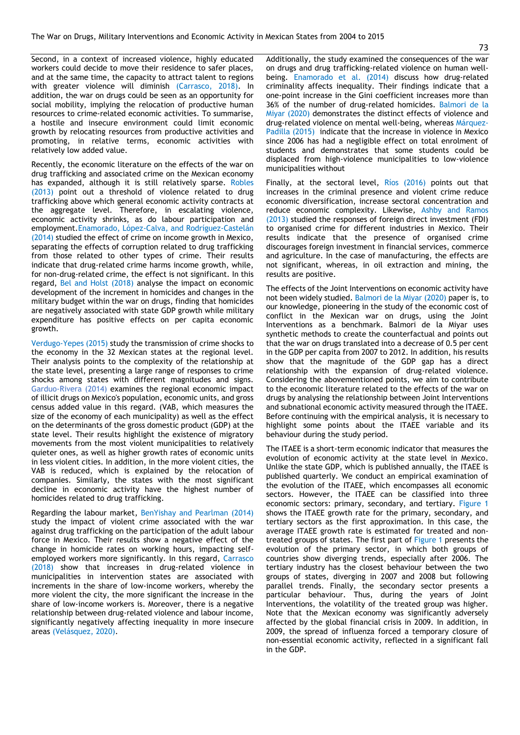Second, in a context of increased violence, highly educated workers could decide to move their residence to safer places, and at the same time, the capacity to attract talent to regions with greater violence will diminish (Carrasco, 2018). In addition, the war on drugs could be seen as an opportunity for social mobility, implying the relocation of productive human resources to crime-related economic activities. To summarise, a hostile and insecure environment could limit economic growth by relocating resources from productive activities and promoting, in relative terms, economic activities with relatively low added value.

Recently, the economic literature on the effects of the war on drug trafficking and associated crime on the Mexican economy has expanded, although it is still relatively sparse. Robles (2013) point out a threshold of violence related to drug trafficking above which general economic activity contracts at the aggregate level. Therefore, in escalating violence, economic activity shrinks, as do labour participation and employment. Enamorado, López-Calva, and Rodríguez-Castelán (2014) studied the effect of crime on income growth in Mexico, separating the effects of corruption related to drug trafficking from those related to other types of crime. Their results indicate that drug-related crime harms income growth, while, for non-drug-related crime, the effect is not significant. In this regard, Bel and Holst (2018) analyse the impact on economic development of the increment in homicides and changes in the military budget within the war on drugs, finding that homicides are negatively associated with state GDP growth while military expenditure has positive effects on per capita economic growth.

Verdugo-Yepes (2015) study the transmission of crime shocks to the economy in the 32 Mexican states at the regional level. Their analysis points to the complexity of the relationship at the state level, presenting a large range of responses to crime shocks among states with different magnitudes and signs. Garduo-Rivera (2014) examines the regional economic impact of illicit drugs on Mexico's population, economic units, and gross census added value in this regard. (VAB, which measures the size of the economy of each municipality) as well as the effect on the determinants of the gross domestic product (GDP) at the state level. Their results highlight the existence of migratory movements from the most violent municipalities to relatively quieter ones, as well as higher growth rates of economic units in less violent cities. In addition, in the more violent cities, the VAB is reduced, which is explained by the relocation of companies. Similarly, the states with the most significant decline in economic activity have the highest number of homicides related to drug trafficking.

Regarding the labour market, BenYishay and Pearlman (2014) study the impact of violent crime associated with the war against drug trafficking on the participation of the adult labour force in Mexico. Their results show a negative effect of the change in homicide rates on working hours, impacting self-employed workers more significantly. In this regard, Carrasco (2018) show that increases in drug-related violence in municipalities in intervention states are associated with increments in the share of low-income workers, whereby the more violent the city, the more significant the increase in the share of low-income workers is. Moreover, there is a negative relationship between drug-related violence and labour income, significantly negatively affecting inequality in more insecure areas (Velásquez, 2020).

Additionally, the study examined the consequences of the war on drugs and drug trafficking-related violence on human well-being. Enamorado et al. (2014) discuss how drug-related criminality affects inequality. Their findings indicate that a one-point increase in the Gini coefficient increases more than 36% of the number of drug-related homicides. Balmori de la Miyar (2020) demonstrates the distinct effects of violence and drug-related violence on mental well-being, whereas Márquez-Padilla (2015) indicate that the increase in violence in Mexico since 2006 has had a negligible effect on total enrolment of students and demonstrates that some students could be displaced from high-violence municipalities to low-violence municipalities without

Finally, at the sectoral level, Ríos (2016) points out that increases in the criminal presence and violent crime reduce economic diversification, increase sectoral concentration and reduce economic complexity. Likewise, Ashby and Ramos (2013) studied the responses of foreign direct investment (FDI) to organised crime for different industries in Mexico. Their results indicate that the presence of organised crime discourages foreign investment in financial services, commerce and agriculture. In the case of manufacturing, the effects are not significant, whereas, in oil extraction and mining, the results are positive.

The effects of the Joint Interventions on economic activity have not been widely studied. Balmori de la Miyar (2020) paper is, to our knowledge, pioneering in the study of the economic cost of conflict in the Mexican war on drugs, using the Joint Interventions as a benchmark. Balmori de la Miyar uses synthetic methods to create the counterfactual and points out that the war on drugs translated into a decrease of 0.5 per cent in the GDP per capita from 2007 to 2012. In addition, his results show that the magnitude of the GDP gap has a direct relationship with the expansion of drug-related violence. Considering the abovementioned points, we aim to contribute to the economic literature related to the effects of the war on drugs by analysing the relationship between Joint Interventions and subnational economic activity measured through the ITAEE. Before continuing with the empirical analysis, it is necessary to highlight some points about the ITAEE variable and its behaviour during the study period.

The ITAEE is a short-term economic indicator that measures the evolution of economic activity at the state level in Mexico. Unlike the state GDP, which is published annually, the ITAEE is published quarterly. We conduct an empirical examination of the evolution of the ITAEE, which encompasses all economic sectors. However, the ITAEE can be classified into three economic sectors: primary, secondary, and tertiary. Figure 1 shows the ITAEE growth rate for the primary, secondary, and tertiary sectors as the first approximation. In this case, the average ITAEE growth rate is estimated for treated and non-treated groups of states. The first part of Figure 1 presents the evolution of the primary sector, in which both groups of countries show diverging trends, especially after 2006. The tertiary industry has the closest behaviour between the two groups of states, diverging in 2007 and 2008 but following parallel trends. Finally, the secondary sector presents a particular behaviour. Thus, during the years of Joint Interventions, the volatility of the treated group was higher. Note that the Mexican economy was significantly adversely affected by the global financial crisis in 2009. In addition, in 2009, the spread of influenza forced a temporary closure of non-essential economic activity, reflected in a significant fall in the GDP.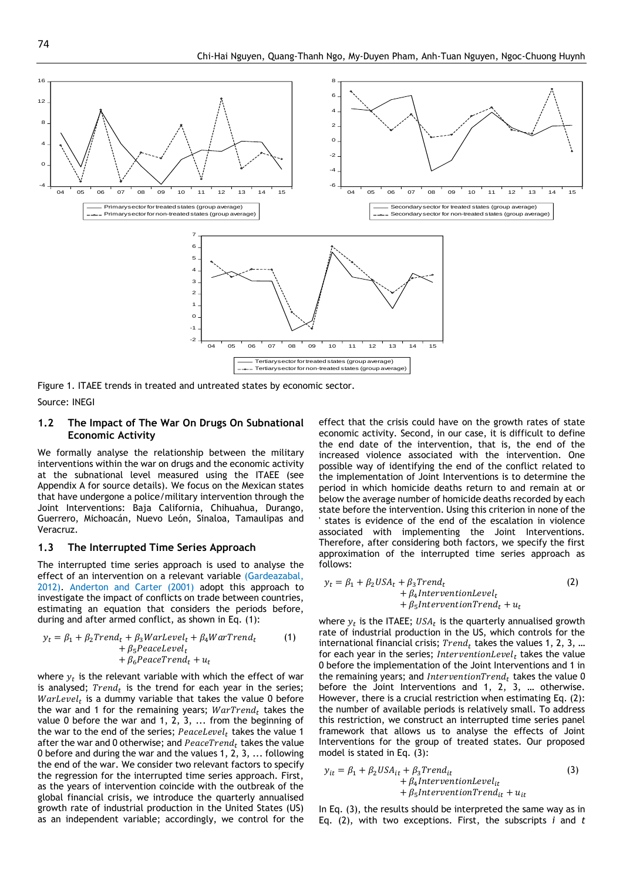Figure 1. ITAEE trends in treated and untreated states by economic sector.

Source: INEGI

### 1.2 The Impact of The War On Drugs On Subnational Economic Activity

We formally analyse the relationship between the military interventions within the war on drugs and the economic activity at the subnational level measured using the ITAEE (see Appendix A for source details). We focus on the Mexican states that have undergone a police/military intervention through the Joint Interventions: Baja California, Chihuahua, Durango, Guerrero, Michoacán, Nuevo León, Sinaloa, Tamaulipas and Veracruz.

### 1.3 The Interrupted Time Series Approach

The interrupted time series approach is used to analyse the effect of an intervention on a relevant variable (Gardeazabal, 2012). Anderton and Carter (2001) adopt this approach to investigate the impact of conflicts on trade between countries, estimating an equation that considers the periods before, during and after armed conflict, as shown in Eq. (1):

$$y_t = \beta_1 + \beta_2 Trend_t + \beta_3 WarLevel_t + \beta_4 WarTrend_t + \beta_5 PeaceLevel_t + \beta_6 PeaceTrend_t + u_t \quad (1)$$

where $y_t$ is the relevant variable with which the effect of war is analysed; $Trend_t$ is the trend for each year in the series; $WarLevel_t$ is a dummy variable that takes the value 0 before the war and 1 for the remaining years; $WarTrend_t$ takes the value 0 before the war and 1, 2, 3, ... from the beginning of the war to the end of the series; $PeaceLevel_t$ takes the value 1 after the war and 0 otherwise; and $PeaceTrend_t$ takes the value 0 before and during the war and the values 1, 2, 3, ... following the end of the war. We consider two relevant factors to specify the regression for the interrupted time series approach. First, as the years of intervention coincide with the outbreak of the global financial crisis, we introduce the quarterly annualised growth rate of industrial production in the United States (US) as an independent variable; accordingly, we control for the effect that the crisis could have on the growth rates of state economic activity. Second, in our case, it is difficult to define the end date of the intervention, that is, the end of the increased violence associated with the intervention. One possible way of identifying the end of the conflict related to the implementation of Joint Interventions is to determine the period in which homicide deaths return to and remain at or below the average number of homicide deaths recorded by each state before the intervention. Using this criterion in none of the ' states is evidence of the end of the escalation in violence associated with implementing the Joint Interventions. Therefore, after considering both factors, we specify the first approximation of the interrupted time series approach as follows:

$$y_t = \beta_1 + \beta_2 USA_t + \beta_3 Trend_t + \beta_4 InterventionLevel_t + \beta_5 InterventionTrend_t + u_t \quad (2)$$

where $y_t$ is the ITAEE; $USA_t$ is the quarterly annualised growth rate of industrial production in the US, which controls for the international financial crisis; $Trend_t$ takes the values 1, 2, 3, … for each year in the series; $InterventionLevel_t$ takes the value 0 before the implementation of the Joint Interventions and 1 in the remaining years; and $InterventionTrend_t$ takes the value 0 before the Joint Interventions and 1, 2, 3, … otherwise. However, there is a crucial restriction when estimating Eq. (2): the number of available periods is relatively small. To address this restriction, we construct an interrupted time series panel framework that allows us to analyse the effects of Joint Interventions for the group of treated states. Our proposed model is stated in Eq. (3):

$$y_{it} = \beta_1 + \beta_2 USA_{it} + \beta_3 Trend_{it} + \beta_4 InterventionLevel_{it} + \beta_5 InterventionTrend_{it} + u_{it} \quad (3)$$

In Eq. (3), the results should be interpreted the same way as in Eq. (2), with two exceptions. First, the subscripts $i$ and $t$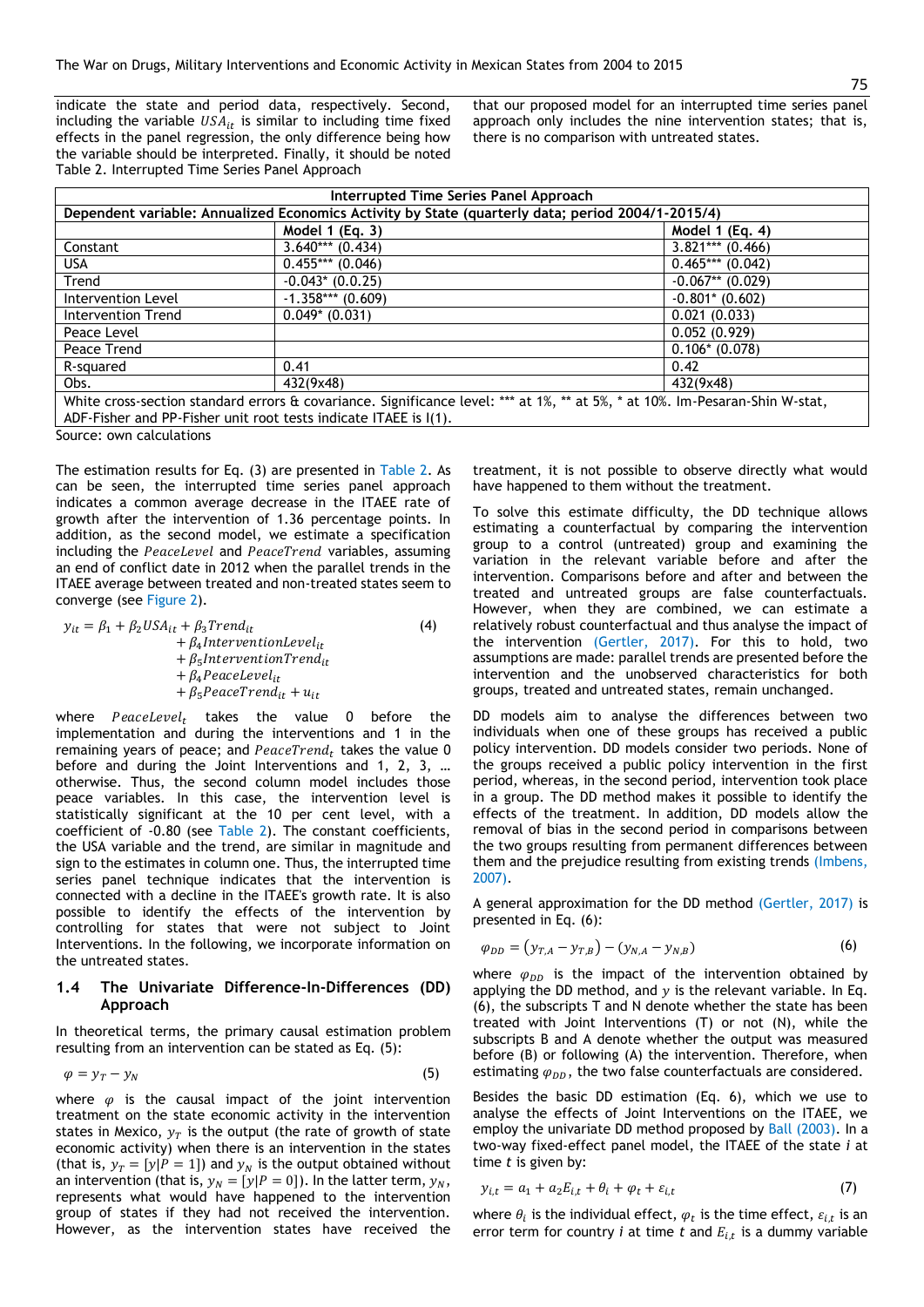indicate the state and period data, respectively. Second, including the variable $USA_{it}$ is similar to including time fixed effects in the panel regression, the only difference being how the variable should be interpreted. Finally, it should be noted that our proposed model for an interrupted time series panel approach only includes the nine intervention states; that is, there is no comparison with untreated states.

Table 2. Interrupted Time Series Panel Approach

| Interrupted Time Series Panel Approach | | |
|---|---|---|
| Dependent variable: Annualized Economics Activity by State (quarterly data; period 2004/1-2015/4) | | |
| | Model 1 (Eq. 3) | Model 1 (Eq. 4) |
| Constant | 3.640*** (0.434) | 3.821*** (0.466) |
| USA | 0.455*** (0.046) | 0.465*** (0.042) |
| Trend | -0.043* (0.0.25) | -0.067** (0.029) |
| Intervention Level | -1.358*** (0.609) | -0.801* (0.602) |
| Intervention Trend | 0.049* (0.031) | 0.021 (0.033) |
| Peace Level | | 0.052 (0.929) |
| Peace Trend | | 0.106* (0.078) |
| R-squared | 0.41 | 0.42 |
| Obs. | 432(9x48) | 432(9x48) |
| White cross-section standard errors & covariance. Significance level: *** at 1%, ** at 5%, * at 10%. Im-Pesaran-Shin W-stat, ADF-Fisher and PP-Fisher unit root tests indicate ITAEE is I(1). | | |

Source: own calculations

The estimation results for Eq. (3) are presented in Table 2. As can be seen, the interrupted time series panel approach indicates a common average decrease in the ITAEE rate of growth after the intervention of 1.36 percentage points. In addition, as the second model, we estimate a specification including the $PeaceLevel$ and $PeaceTrend$ variables, assuming an end of conflict date in 2012 when the parallel trends in the ITAEE average between treated and non-treated states seem to converge (see Figure 2).

$$y_{it} = \beta_1 + \beta_2 USA_{it} + \beta_3 Trend_{it} + \beta_4 InterventionLevel_{it} + \beta_5 InterventionTrend_{it} + \beta_4 PeaceLevel_{it} + \beta_5 PeaceTrend_{it} + u_{it} \quad (4)$$

where $PeaceLevel_t$ takes the value 0 before the implementation and during the interventions and 1 in the remaining years of peace; and $PeaceTrend_t$ takes the value 0 before and during the Joint Interventions and 1, 2, 3, … otherwise. Thus, the second column model includes those peace variables. In this case, the intervention level is statistically significant at the 10 per cent level, with a coefficient of -0.80 (see Table 2). The constant coefficients, the USA variable and the trend, are similar in magnitude and sign to the estimates in column one. Thus, the interrupted time series panel technique indicates that the intervention is connected with a decline in the ITAEE's growth rate. It is also possible to identify the effects of the intervention by controlling for states that were not subject to Joint Interventions. In the following, we incorporate information on the untreated states.

## 1.4 The Univariate Difference-In-Differences (DD) Approach

In theoretical terms, the primary causal estimation problem resulting from an intervention can be stated as Eq. (5):

$$\varphi = y_T - y_N \quad (5)$$

where $\varphi$ is the causal impact of the joint intervention treatment on the state economic activity in the intervention states in Mexico, $y_T$ is the output (the rate of growth of state economic activity) when there is an intervention in the states (that is, $y_T = [y|P = 1]$) and $y_N$ is the output obtained without an intervention (that is, $y_N = [y|P = 0]$). In the latter term, $y_N$, represents what would have happened to the intervention group of states if they had not received the intervention. However, as the intervention states have received the treatment, it is not possible to observe directly what would have happened to them without the treatment.

To solve this estimate difficulty, the DD technique allows estimating a counterfactual by comparing the intervention group to a control (untreated) group and examining the variation in the relevant variable before and after the intervention. Comparisons before and after and between the treated and untreated groups are false counterfactuals. However, when they are combined, we can estimate a relatively robust counterfactual and thus analyse the impact of the intervention (Gertler, 2017). For this to hold, two assumptions are made: parallel trends are presented before the intervention and the unobserved characteristics for both groups, treated and untreated states, remain unchanged.

DD models aim to analyse the differences between two individuals when one of these groups has received a public policy intervention. DD models consider two periods. None of the groups received a public policy intervention in the first period, whereas, in the second period, intervention took place in a group. The DD method makes it possible to identify the effects of the treatment. In addition, DD models allow the removal of bias in the second period in comparisons between the two groups resulting from permanent differences between them and the prejudice resulting from existing trends (Imbens, 2007).

A general approximation for the DD method (Gertler, 2017) is presented in Eq. (6):

$$\varphi_{DD} = (y_{T,A} - y_{T,B}) - (y_{N,A} - y_{N,B}) \quad (6)$$

where $\varphi_{DD}$ is the impact of the intervention obtained by applying the DD method, and $y$ is the relevant variable. In Eq. (6), the subscripts T and N denote whether the state has been treated with Joint Interventions (T) or not (N), while the subscripts B and A denote whether the output was measured before (B) or following (A) the intervention. Therefore, when estimating $\varphi_{DD}$, the two false counterfactuals are considered.

Besides the basic DD estimation (Eq. 6), which we use to analyse the effects of Joint Interventions on the ITAEE, we employ the univariate DD method proposed by Ball (2003). In a two-way fixed-effect panel model, the ITAEE of the state $i$ at time $t$ is given by:

$$y_{i,t} = a_1 + a_2 E_{i,t} + \theta_i + \varphi_t + \varepsilon_{i,t} \quad (7)$$

where $\theta_i$ is the individual effect, $\varphi_t$ is the time effect, $\varepsilon_{i,t}$ is an error term for country $i$ at time $t$ and $E_{i,t}$ is a dummy variable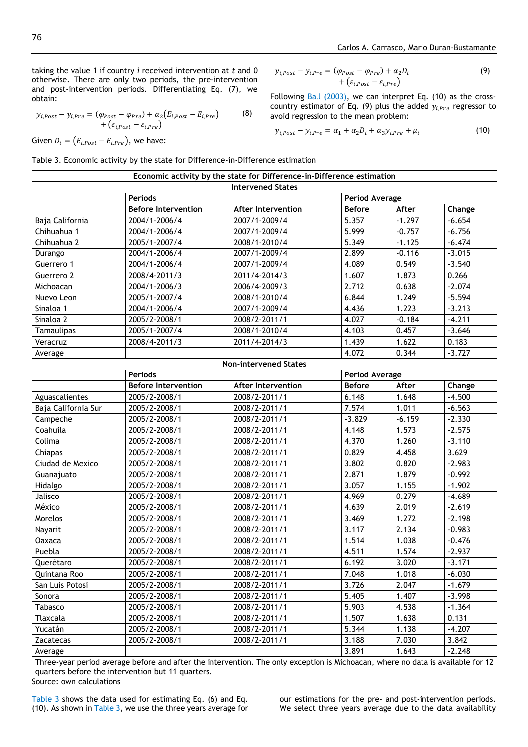taking the value 1 if country $i$ received intervention at $t$ and 0 otherwise. There are only two periods, the pre-intervention and post-intervention periods. Differentiating Eq. (7), we obtain:

$$y_{i,Post} - y_{i,Pre} = (\varphi_{Post} - \varphi_{Pre}) + \alpha_2(E_{i,Post} - E_{i,Pre}) + (\varepsilon_{i,Post} - \varepsilon_{i,Pre}) \quad (8)$$

Given $D_i = (E_{i,Post} - E_{i,Pre})$, we have:

$$y_{i,Post} - y_{i,Pre} = (\varphi_{Post} - \varphi_{Pre}) + \alpha_2 D_i + (\varepsilon_{i,Post} - \varepsilon_{i,Pre}) \quad (9)$$

Following Ball (2003), we can interpret Eq. (10) as the cross-country estimator of Eq. (9) plus the added $y_{i,Pre}$ regressor to avoid regression to the mean problem:

$$y_{i,Post} - y_{i,Pre} = \alpha_1 + \alpha_2 D_i + \alpha_3 y_{i,Pre} + \mu_i \quad (10)$$

Table 3. Economic activity by the state for Difference-in-Difference estimation

| Economic activity by the state for Difference-in-Difference estimation | | | | | |
|---|---|---|---|---|---|
| **Intervened States** | | | | | |
| | Periods | | Period Average | | |
| | Before Intervention | After Intervention | Before | After | Change |
| Baja California | 2004/1-2006/4 | 2007/1-2009/4 | 5.357 | -1.297 | -6.654 |
| Chihuahua 1 | 2004/1-2006/4 | 2007/1-2009/4 | 5.999 | -0.757 | -6.756 |
| Chihuahua 2 | 2005/1-2007/4 | 2008/1-2010/4 | 5.349 | -1.125 | -6.474 |
| Durango | 2004/1-2006/4 | 2007/1-2009/4 | 2.899 | -0.116 | -3.015 |
| Guerrero 1 | 2004/1-2006/4 | 2007/1-2009/4 | 4.089 | 0.549 | -3.540 |
| Guerrero 2 | 2008/4-2011/3 | 2011/4-2014/3 | 1.607 | 1.873 | 0.266 |
| Michoacan | 2004/1-2006/3 | 2006/4-2009/3 | 2.712 | 0.638 | -2.074 |
| Nuevo Leon | 2005/1-2007/4 | 2008/1-2010/4 | 6.844 | 1.249 | -5.594 |
| Sinaloa 1 | 2004/1-2006/4 | 2007/1-2009/4 | 4.436 | 1.223 | -3.213 |
| Sinaloa 2 | 2005/2-2008/1 | 2008/2-2011/1 | 4.027 | -0.184 | -4.211 |
| Tamaulipas | 2005/1-2007/4 | 2008/1-2010/4 | 4.103 | 0.457 | -3.646 |
| Veracruz | 2008/4-2011/3 | 2011/4-2014/3 | 1.439 | 1.622 | 0.183 |
| Average | | | 4.072 | 0.344 | -3.727 |
| **Non-intervened States** | | | | | |
| | Periods | | Period Average | | |
| | Before Intervention | After Intervention | Before | After | Change |
| Aguascalientes | 2005/2-2008/1 | 2008/2-2011/1 | 6.148 | 1.648 | -4.500 |
| Baja California Sur | 2005/2-2008/1 | 2008/2-2011/1 | 7.574 | 1.011 | -6.563 |
| Campeche | 2005/2-2008/1 | 2008/2-2011/1 | -3.829 | -6.159 | -2.330 |
| Coahuila | 2005/2-2008/1 | 2008/2-2011/1 | 4.148 | 1.573 | -2.575 |
| Colima | 2005/2-2008/1 | 2008/2-2011/1 | 4.370 | 1.260 | -3.110 |
| Chiapas | 2005/2-2008/1 | 2008/2-2011/1 | 0.829 | 4.458 | 3.629 |
| Ciudad de Mexico | 2005/2-2008/1 | 2008/2-2011/1 | 3.802 | 0.820 | -2.983 |
| Guanajuato | 2005/2-2008/1 | 2008/2-2011/1 | 2.871 | 1.879 | -0.992 |
| Hidalgo | 2005/2-2008/1 | 2008/2-2011/1 | 3.057 | 1.155 | -1.902 |
| Jalisco | 2005/2-2008/1 | 2008/2-2011/1 | 4.969 | 0.279 | -4.689 |
| México | 2005/2-2008/1 | 2008/2-2011/1 | 4.639 | 2.019 | -2.619 |
| Morelos | 2005/2-2008/1 | 2008/2-2011/1 | 3.469 | 1.272 | -2.198 |
| Nayarit | 2005/2-2008/1 | 2008/2-2011/1 | 3.117 | 2.134 | -0.983 |
| Oaxaca | 2005/2-2008/1 | 2008/2-2011/1 | 1.514 | 1.038 | -0.476 |
| Puebla | 2005/2-2008/1 | 2008/2-2011/1 | 4.511 | 1.574 | -2.937 |
| Querétaro | 2005/2-2008/1 | 2008/2-2011/1 | 6.192 | 3.020 | -3.171 |
| Quintana Roo | 2005/2-2008/1 | 2008/2-2011/1 | 7.048 | 1.018 | -6.030 |
| San Luis Potosi | 2005/2-2008/1 | 2008/2-2011/1 | 3.726 | 2.047 | -1.679 |
| Sonora | 2005/2-2008/1 | 2008/2-2011/1 | 5.405 | 1.407 | -3.998 |
| Tabasco | 2005/2-2008/1 | 2008/2-2011/1 | 5.903 | 4.538 | -1.364 |
| Tlaxcala | 2005/2-2008/1 | 2008/2-2011/1 | 1.507 | 1.638 | 0.131 |
| Yucatán | 2005/2-2008/1 | 2008/2-2011/1 | 5.344 | 1.138 | -4.207 |
| Zacatecas | 2005/2-2008/1 | 2008/2-2011/1 | 3.188 | 7.030 | 3.842 |
| Average | | | 3.891 | 1.643 | -2.248 |

Three-year period average before and after the intervention. The only exception is Michoacan, where no data is available for 12 quarters before the intervention but 11 quarters.

Source: own calculations

Table 3 shows the data used for estimating Eq. (6) and Eq. (10). As shown in Table 3, we use the three years average for our estimations for the pre- and post-intervention periods. We select three years average due to the data availability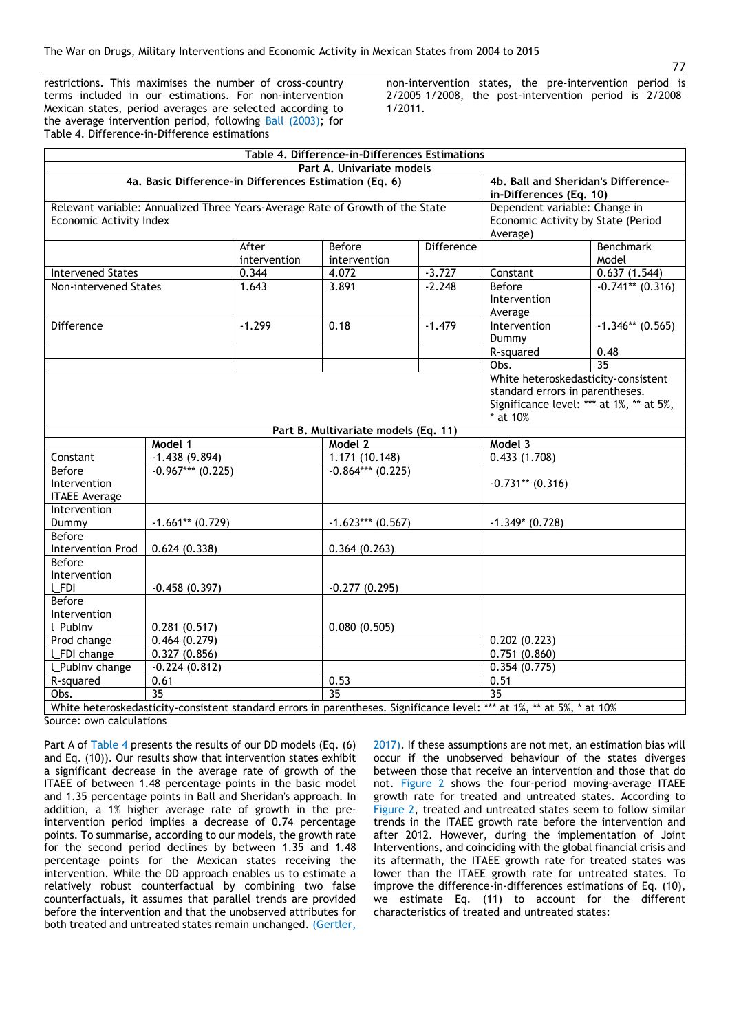restrictions. This maximises the number of cross-country terms included in our estimations. For non-intervention Mexican states, period averages are selected according to the average intervention period, following Ball (2003); for non-intervention states, the pre-intervention period is 2/2005–1/2008, the post-intervention period is 2/2008–1/2011.

Table 4. Difference-in-Difference estimations

**Table 4. Difference-in-Differences Estimations**

**Part A. Univariate models**

| 4a. Basic Difference-in Differences Estimation (Eq. 6) | | | | 4b. Ball and Sheridan's Difference-in-Differences (Eq. 10) | |
|---|---|---|---|---|---|
| Relevant variable: Annualized Three Years-Average Rate of Growth of the State Economic Activity Index | | | | Dependent variable: Change in Economic Activity by State (Period Average) | |
| | After intervention | Before intervention | Difference | | Benchmark Model |
| Intervened States | 0.344 | 4.072 | -3.727 | Constant | 0.637 (1.544) |
| Non-intervened States | 1.643 | 3.891 | -2.248 | Before Intervention Average | -0.741** (0.316) |
| Difference | -1.299 | 0.18 | -1.479 | Intervention Dummy | -1.346** (0.565) |
| | | | | R-squared | 0.48 |
| | | | | Obs. | 35 |
| | | | | White heteroskedasticity-consistent standard errors in parentheses. Significance level: *** at 1%, ** at 5%, * at 10% | |

**Part B. Multivariate models (Eq. 11)**

| | Model 1 | Model 2 | Model 3 |
|---|---|---|---|
| Constant | -1.438 (9.894) | 1.171 (10.148) | 0.433 (1.708) |
| Before Intervention ITAEE Average | -0.967*** (0.225) | -0.864*** (0.225) | -0.731** (0.316) |
| Intervention Dummy | -1.661** (0.729) | -1.623*** (0.567) | -1.349* (0.728) |
| Before Intervention Prod | 0.624 (0.338) | 0.364 (0.263) | |
| Before Intervention l_FDI | -0.458 (0.397) | -0.277 (0.295) | |
| Before Intervention l_PubInv | 0.281 (0.517) | 0.080 (0.505) | |
| Prod change | 0.464 (0.279) | | 0.202 (0.223) |
| l_FDI change | 0.327 (0.856) | | 0.751 (0.860) |
| l_PubInv change | -0.224 (0.812) | | 0.354 (0.775) |
| R-squared | 0.61 | 0.53 | 0.51 |
| Obs. | 35 | 35 | 35 |

White heteroskedasticity-consistent standard errors in parentheses. Significance level: *** at 1%, ** at 5%, * at 10%

Source: own calculations

Part A of Table 4 presents the results of our DD models (Eq. (6) and Eq. (10)). Our results show that intervention states exhibit a significant decrease in the average rate of growth of the ITAEE of between 1.48 percentage points in the basic model and 1.35 percentage points in Ball and Sheridan's approach. In addition, a 1% higher average rate of growth in the pre-intervention period implies a decrease of 0.74 percentage points. To summarise, according to our models, the growth rate for the second period declines by between 1.35 and 1.48 percentage points for the Mexican states receiving the intervention. While the DD approach enables us to estimate a relatively robust counterfactual by combining two false counterfactuals, it assumes that parallel trends are provided before the intervention and that the unobserved attributes for both treated and untreated states remain unchanged. (Gertler, 2017). If these assumptions are not met, an estimation bias will occur if the unobserved behaviour of the states diverges between those that receive an intervention and those that do not. Figure 2 shows the four-period moving-average ITAEE growth rate for treated and untreated states. According to Figure 2, treated and untreated states seem to follow similar trends in the ITAEE growth rate before the intervention and after 2012. However, during the implementation of Joint Interventions, and coinciding with the global financial crisis and its aftermath, the ITAEE growth rate for treated states was lower than the ITAEE growth rate for untreated states. To improve the difference-in-differences estimations of Eq. (10), we estimate Eq. (11) to account for the different characteristics of treated and untreated states: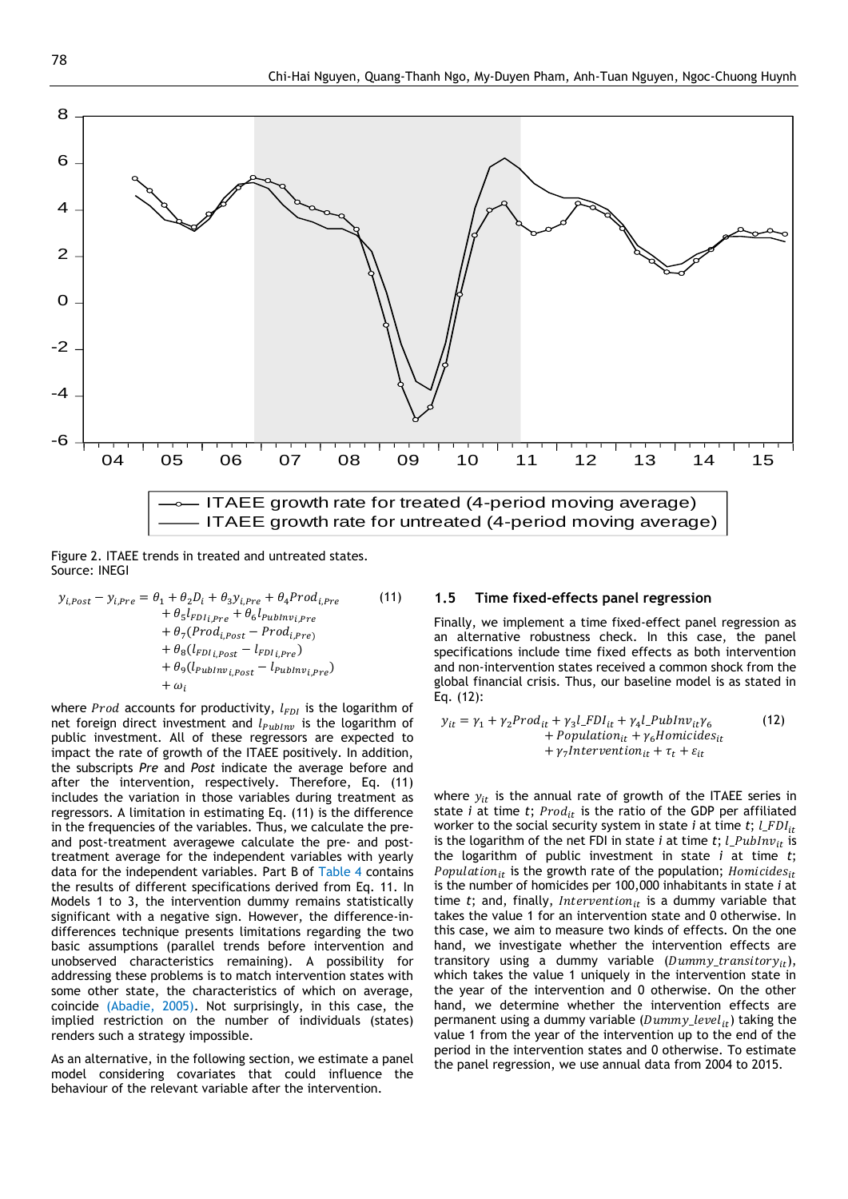Figure 2. ITAEE trends in treated and untreated states.
Source: INEGI

$$
\begin{aligned}
y_{i,Post} - y_{i,Pre} = {} & \theta_1 + \theta_2 D_i + \theta_3 y_{i,Pre} + \theta_4 Prod_{i,Pre} \\
& + \theta_5 l_{FDI\,i,Pre} + \theta_6 l_{PubInv\,i,Pre} \\
& + \theta_7 (Prod_{i,Post} - Prod_{i,Pre}) \\
& + \theta_8 (l_{FDI\,i,Post} - l_{FDI\,i,Pre}) \\
& + \theta_9 (l_{PubInv\,i,Post} - l_{PubInv\,i,Pre}) \\
& + \omega_i
\end{aligned} \tag{11}
$$

where $Prod$ accounts for productivity, $l_{FDI}$ is the logarithm of net foreign direct investment and $l_{PubInv}$ is the logarithm of public investment. All of these regressors are expected to impact the rate of growth of the ITAEE positively. In addition, the subscripts *Pre* and *Post* indicate the average before and after the intervention, respectively. Therefore, Eq. (11) includes the variation in those variables during treatment as regressors. A limitation in estimating Eq. (11) is the difference in the frequencies of the variables. Thus, we calculate the pre- and post-treatment averagewe calculate the pre- and post-treatment average for the independent variables with yearly data for the independent variables. Part B of Table 4 contains the results of different specifications derived from Eq. 11. In Models 1 to 3, the intervention dummy remains statistically significant with a negative sign. However, the difference-in-differences technique presents limitations regarding the two basic assumptions (parallel trends before intervention and unobserved characteristics remaining). A possibility for addressing these problems is to match intervention states with some other state, the characteristics of which on average, coincide (Abadie, 2005). Not surprisingly, in this case, the implied restriction on the number of individuals (states) renders such a strategy impossible.

As an alternative, in the following section, we estimate a panel model considering covariates that could influence the behaviour of the relevant variable after the intervention.

## 1.5 Time fixed-effects panel regression

Finally, we implement a time fixed-effect panel regression as an alternative robustness check. In this case, the panel specifications include time fixed effects as both intervention and non-intervention states received a common shock from the global financial crisis. Thus, our baseline model is as stated in Eq. (12):

$$
\begin{aligned}
y_{it} = {} & \gamma_1 + \gamma_2 Prod_{it} + \gamma_3 l\_FDI_{it} + \gamma_4 l\_PubInv_{it} \gamma_6 \\
& + Population_{it} + \gamma_6 Homicides_{it} \\
& + \gamma_7 Intervention_{it} + \tau_t + \varepsilon_{it}
\end{aligned} \tag{12}
$$

where $y_{it}$ is the annual rate of growth of the ITAEE series in state *i* at time *t*; $Prod_{it}$ is the ratio of the GDP per affiliated worker to the social security system in state *i* at time *t*; $l\_FDI_{it}$ is the logarithm of the net FDI in state *i* at time *t*; $l\_PubInv_{it}$ is the logarithm of public investment in state *i* at time *t*; $Population_{it}$ is the growth rate of the population; $Homicides_{it}$ is the number of homicides per 100,000 inhabitants in state *i* at time *t*; and, finally, $Intervention_{it}$ is a dummy variable that takes the value 1 for an intervention state and 0 otherwise. In this case, we aim to measure two kinds of effects. On the one hand, we investigate whether the intervention effects are transitory using a dummy variable ($Dummy\_transitory_{it}$), which takes the value 1 uniquely in the intervention state in the year of the intervention and 0 otherwise. On the other hand, we determine whether the intervention effects are permanent using a dummy variable ($Dummy\_level_{it}$) taking the value 1 from the year of the intervention up to the end of the period in the intervention states and 0 otherwise. To estimate the panel regression, we use annual data from 2004 to 2015.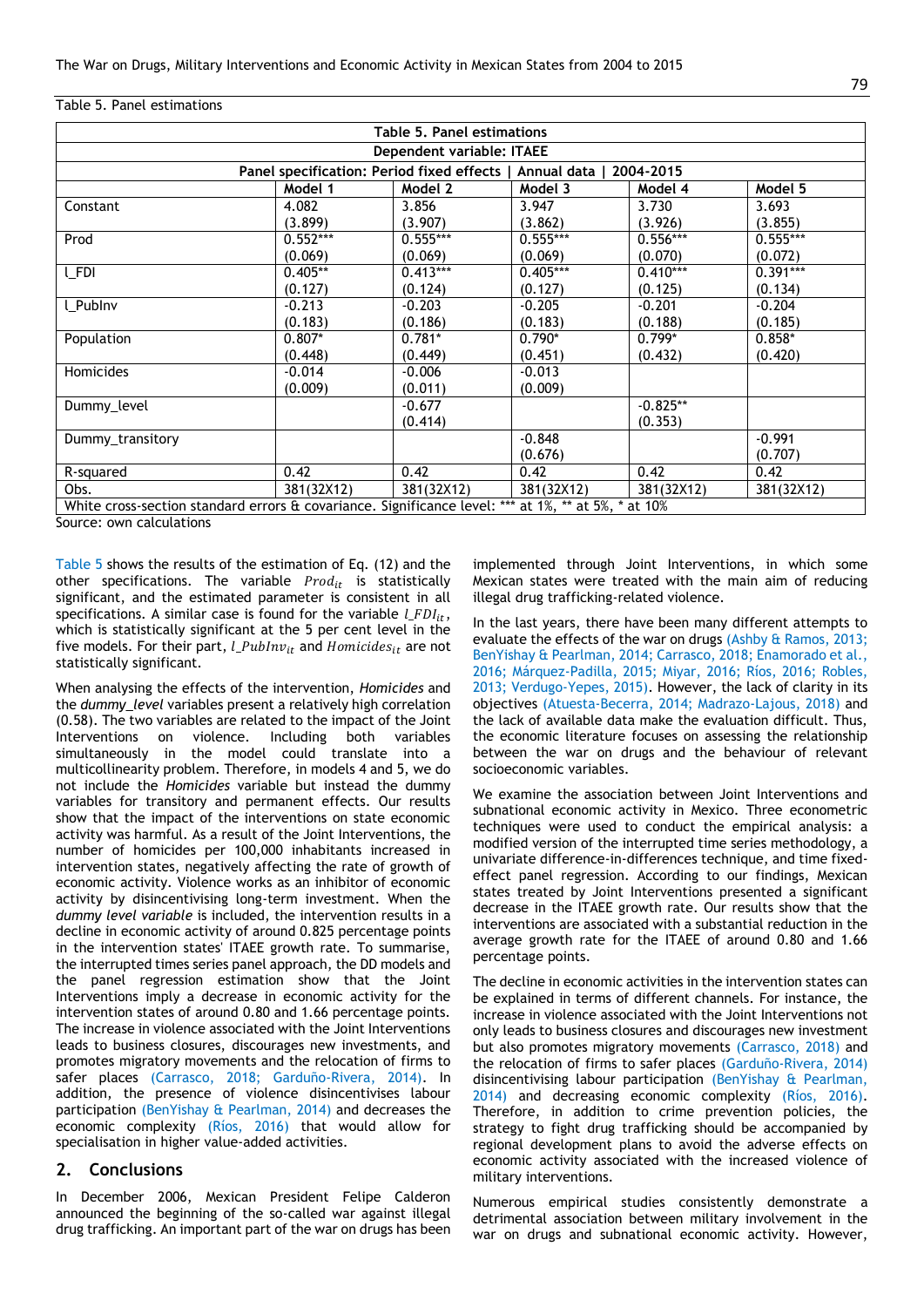Table 5. Panel estimations

| Table 5. Panel estimations | | | | | |
|---|---|---|---|---|---|
| Dependent variable: ITAEE | | | | | |
| Panel specification: Period fixed effects \| Annual data \| 2004-2015 | | | | | |
| | Model 1 | Model 2 | Model 3 | Model 4 | Model 5 |
| Constant | 4.082<br>(3.899) | 3.856<br>(3.907) | 3.947<br>(3.862) | 3.730<br>(3.926) | 3.693<br>(3.855) |
| Prod | 0.552***<br>(0.069) | 0.555***<br>(0.069) | 0.555***<br>(0.069) | 0.556***<br>(0.070) | 0.555***<br>(0.072) |
| l_FDI | 0.405**<br>(0.127) | 0.413***<br>(0.124) | 0.405***<br>(0.127) | 0.410***<br>(0.125) | 0.391***<br>(0.134) |
| l_PubInv | -0.213<br>(0.183) | -0.203<br>(0.186) | -0.205<br>(0.183) | -0.201<br>(0.188) | -0.204<br>(0.185) |
| Population | 0.807*<br>(0.448) | 0.781*<br>(0.449) | 0.790*<br>(0.451) | 0.799*<br>(0.432) | 0.858*<br>(0.420) |
| Homicides | -0.014<br>(0.009) | -0.006<br>(0.011) | -0.013<br>(0.009) | | |
| Dummy_level | | -0.677<br>(0.414) | | -0.825**<br>(0.353) | |
| Dummy_transitory | | | -0.848<br>(0.676) | | -0.991<br>(0.707) |
| R-squared | 0.42 | 0.42 | 0.42 | 0.42 | 0.42 |
| Obs. | 381(32X12) | 381(32X12) | 381(32X12) | 381(32X12) | 381(32X12) |
| White cross-section standard errors & covariance. Significance level: *** at 1%, ** at 5%, * at 10% | | | | | |

Source: own calculations

Table 5 shows the results of the estimation of Eq. (12) and the other specifications. The variable $Prod_{it}$ is statistically significant, and the estimated parameter is consistent in all specifications. A similar case is found for the variable $l\_FDI_{it}$, which is statistically significant at the 5 per cent level in the five models. For their part, $l\_PubInv_{it}$ and $Homicides_{it}$ are not statistically significant.

When analysing the effects of the intervention, *Homicides* and the *dummy_level* variables present a relatively high correlation (0.58). The two variables are related to the impact of the Joint Interventions on violence. Including both variables simultaneously in the model could translate into a multicollinearity problem. Therefore, in models 4 and 5, we do not include the *Homicides* variable but instead the dummy variables for transitory and permanent effects. Our results show that the impact of the interventions on state economic activity was harmful. As a result of the Joint Interventions, the number of homicides per 100,000 inhabitants increased in intervention states, negatively affecting the rate of growth of economic activity. Violence works as an inhibitor of economic activity by disincentivising long-term investment. When the *dummy level variable* is included, the intervention results in a decline in economic activity of around 0.825 percentage points in the intervention states' ITAEE growth rate. To summarise, the interrupted times series panel approach, the DD models and the panel regression estimation show that the Joint Interventions imply a decrease in economic activity for the intervention states of around 0.80 and 1.66 percentage points. The increase in violence associated with the Joint Interventions leads to business closures, discourages new investments, and promotes migratory movements and the relocation of firms to safer places (Carrasco, 2018; Garduño-Rivera, 2014). In addition, the presence of violence disincentivises labour participation (BenYishay & Pearlman, 2014) and decreases the economic complexity (Ríos, 2016) that would allow for specialisation in higher value-added activities.

## 2. Conclusions

In December 2006, Mexican President Felipe Calderon announced the beginning of the so-called war against illegal drug trafficking. An important part of the war on drugs has been implemented through Joint Interventions, in which some Mexican states were treated with the main aim of reducing illegal drug trafficking-related violence.

In the last years, there have been many different attempts to evaluate the effects of the war on drugs (Ashby & Ramos, 2013; BenYishay & Pearlman, 2014; Carrasco, 2018; Enamorado et al., 2016; Márquez-Padilla, 2015; Miyar, 2016; Ríos, 2016; Robles, 2013; Verdugo-Yepes, 2015). However, the lack of clarity in its objectives (Atuesta-Becerra, 2014; Madrazo-Lajous, 2018) and the lack of available data make the evaluation difficult. Thus, the economic literature focuses on assessing the relationship between the war on drugs and the behaviour of relevant socioeconomic variables.

We examine the association between Joint Interventions and subnational economic activity in Mexico. Three econometric techniques were used to conduct the empirical analysis: a modified version of the interrupted time series methodology, a univariate difference-in-differences technique, and time fixed-effect panel regression. According to our findings, Mexican states treated by Joint Interventions presented a significant decrease in the ITAEE growth rate. Our results show that the interventions are associated with a substantial reduction in the average growth rate for the ITAEE of around 0.80 and 1.66 percentage points.

The decline in economic activities in the intervention states can be explained in terms of different channels. For instance, the increase in violence associated with the Joint Interventions not only leads to business closures and discourages new investment but also promotes migratory movements (Carrasco, 2018) and the relocation of firms to safer places (Garduño-Rivera, 2014) disincentivising labour participation (BenYishay & Pearlman, 2014) and decreasing economic complexity (Ríos, 2016). Therefore, in addition to crime prevention policies, the strategy to fight drug trafficking should be accompanied by regional development plans to avoid the adverse effects on economic activity associated with the increased violence of military interventions.

Numerous empirical studies consistently demonstrate a detrimental association between military involvement in the war on drugs and subnational economic activity. However,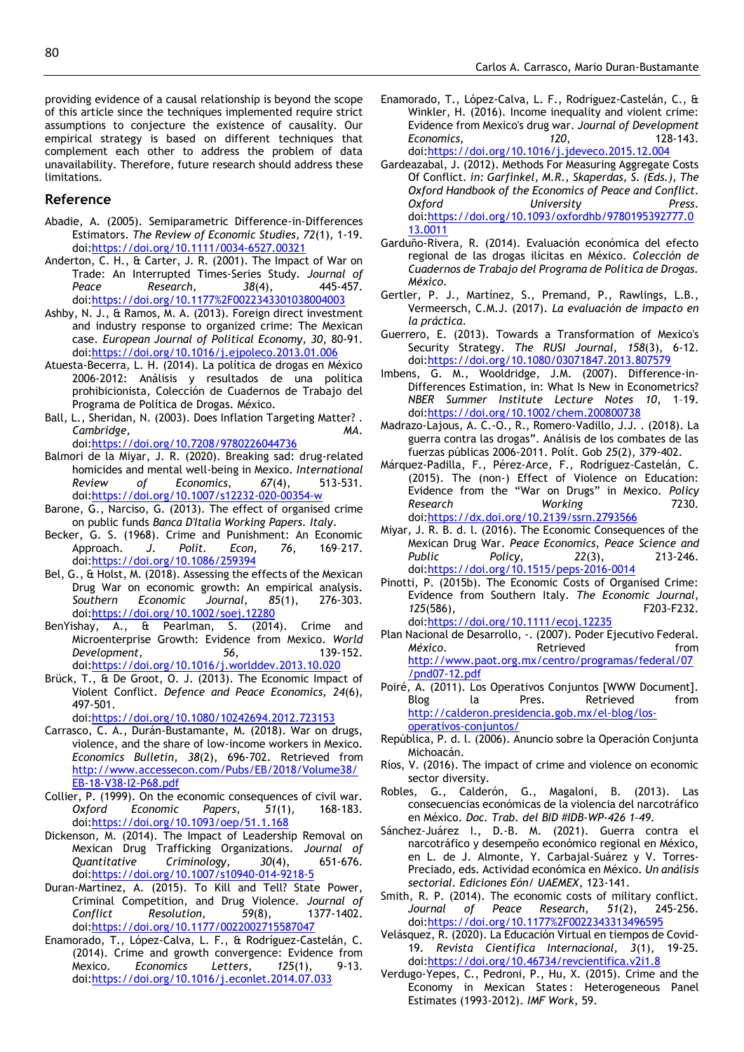providing evidence of a causal relationship is beyond the scope of this article since the techniques implemented require strict assumptions to conjecture the existence of causality. Our empirical strategy is based on different techniques that complement each other to address the problem of data unavailability. Therefore, future research should address these limitations.

## Reference

Abadie, A. (2005). Semiparametric Difference-in-Differences Estimators. *The Review of Economic Studies, 72*(1), 1-19. doi:https://doi.org/10.1111/0034-6527.00321

Anderton, C. H., & Carter, J. R. (2001). The Impact of War on Trade: An Interrupted Times-Series Study. *Journal of Peace Research, 38*(4), 445-457. doi:https://doi.org/10.1177%2F0022343301038004003

Ashby, N. J., & Ramos, M. A. (2013). Foreign direct investment and industry response to organized crime: The Mexican case. *European Journal of Political Economy, 30*, 80-91. doi:https://doi.org/10.1016/j.ejpoleco.2013.01.006

Atuesta-Becerra, L. H. (2014). La política de drogas en México 2006-2012: Análisis y resultados de una política prohibicionista, Colección de Cuadernos de Trabajo del Programa de Política de Drogas. México.

Ball, L., Sheridan, N. (2003). Does Inflation Targeting Matter? . *Cambridge, MA*. doi:https://doi.org/10.7208/9780226044736

Balmori de la Miyar, J. R. (2020). Breaking sad: drug-related homicides and mental well-being in Mexico. *International Review of Economics, 67*(4), 513-531. doi:https://doi.org/10.1007/s12232-020-00354-w

Barone, G., Narciso, G. (2013). The effect of organised crime on public funds *Banca D'Italia Working Papers. Italy*.

Becker, G. S. (1968). Crime and Punishment: An Economic Approach. *J. Polit. Econ, 76*, 169–217. doi:https://doi.org/10.1086/259394

Bel, G., & Holst, M. (2018). Assessing the effects of the Mexican Drug War on economic growth: An empirical analysis. *Southern Economic Journal, 85*(1), 276-303. doi:https://doi.org/10.1002/soej.12280

BenYishay, A., & Pearlman, S. (2014). Crime and Microenterprise Growth: Evidence from Mexico. *World Development, 56*, 139-152. doi:https://doi.org/10.1016/j.worlddev.2013.10.020

Brück, T., & De Groot, O. J. (2013). The Economic Impact of Violent Conflict. *Defence and Peace Economics, 24*(6), 497-501. doi:https://doi.org/10.1080/10242694.2012.723153

Carrasco, C. A., Durán-Bustamante, M. (2018). War on drugs, violence, and the share of low-income workers in Mexico. *Economics Bulletin, 38*(2), 696-702. Retrieved from http://www.accessecon.com/Pubs/EB/2018/Volume38/EB-18-V38-I2-P68.pdf

Collier, P. (1999). On the economic consequences of civil war. *Oxford Economic Papers, 51*(1), 168-183. doi:https://doi.org/10.1093/oep/51.1.168

Dickenson, M. (2014). The Impact of Leadership Removal on Mexican Drug Trafficking Organizations. *Journal of Quantitative Criminology, 30*(4), 651-676. doi:https://doi.org/10.1007/s10940-014-9218-5

Duran-Martinez, A. (2015). To Kill and Tell? State Power, Criminal Competition, and Drug Violence. *Journal of Conflict Resolution, 59*(8), 1377-1402. doi:https://doi.org/10.1177/0022002715587047

Enamorado, T., López-Calva, L. F., & Rodríguez-Castelán, C. (2014). Crime and growth convergence: Evidence from Mexico. *Economics Letters, 125*(1), 9-13. doi:https://doi.org/10.1016/j.econlet.2014.07.033

Enamorado, T., López-Calva, L. F., Rodríguez-Castelán, C., & Winkler, H. (2016). Income inequality and violent crime: Evidence from Mexico's drug war. *Journal of Development Economics, 120*, 128-143. doi:https://doi.org/10.1016/j.jdeveco.2015.12.004

Gardeazabal, J. (2012). Methods For Measuring Aggregate Costs Of Conflict. *in: Garfinkel, M.R., Skaperdas, S. (Eds.), The Oxford Handbook of the Economics of Peace and Conflict. Oxford University Press*. doi:https://doi.org/10.1093/oxfordhb/9780195392777.013.0011

Garduño-Rivera, R. (2014). Evaluación económica del efecto regional de las drogas ilícitas en México. *Colección de Cuadernos de Trabajo del Programa de Política de Drogas. México*.

Gertler, P. J., Martínez, S., Premand, P., Rawlings, L.B., Vermeersch, C.M.J. (2017). *La evaluación de impacto en la práctica*.

Guerrero, E. (2013). Towards a Transformation of Mexico's Security Strategy. *The RUSI Journal, 158*(3), 6-12. doi:https://doi.org/10.1080/03071847.2013.807579

Imbens, G. M., Wooldridge, J.M. (2007). Difference-in-Differences Estimation, in: What Is New in Econometrics? *NBER Summer Institute Lecture Notes 10*, 1–19. doi:https://doi.org/10.1002/chem.200800738

Madrazo-Lajous, A. C.-O., R., Romero-Vadillo, J.J. . (2018). La guerra contra las drogas". Análisis de los combates de las fuerzas públicas 2006-2011. Polít. Gob *25*(2), 379-402.

Márquez-Padilla, F., Pérez-Arce, F., Rodríguez-Castelán, C. (2015). The (non-) Effect of Violence on Education: Evidence from the "War on Drugs" in Mexico. *Policy Research Working* 7230. doi:https://dx.doi.org/10.2139/ssrn.2793566

Miyar, J. R. B. d. l. (2016). The Economic Consequences of the Mexican Drug War. *Peace Economics, Peace Science and Public Policy, 22*(3), 213-246. doi:https://doi.org/10.1515/peps-2016-0014

Pinotti, P. (2015b). The Economic Costs of Organised Crime: Evidence from Southern Italy. *The Economic Journal, 125*(586), F203-F232. doi:https://doi.org/10.1111/ecoj.12235

Plan Nacional de Desarrollo, -. (2007). Poder Ejecutivo Federal. *México*. Retrieved from http://www.paot.org.mx/centro/programas/federal/07/pnd07-12.pdf

Poiré, A. (2011). Los Operativos Conjuntos [WWW Document]. Blog la Pres. Retrieved from http://calderon.presidencia.gob.mx/el-blog/los-operativos-conjuntos/

República, P. d. l. (2006). Anuncio sobre la Operación Conjunta Michoacán.

Ríos, V. (2016). The impact of crime and violence on economic sector diversity.

Robles, G., Calderón, G., Magaloni, B. (2013). Las consecuencias económicas de la violencia del narcotráfico en México. *Doc. Trab. del BID #IDB-WP-426 1-49*.

Sánchez-Juárez I., D.-B. M. (2021). Guerra contra el narcotráfico y desempeño económico regional en México, en L. de J. Almonte, Y. Carbajal-Suárez y V. Torres-Preciado, eds. Actividad económica en México. *Un análisis sectorial. Ediciones Eón/ UAEMEX*, 123-141.

Smith, R. P. (2014). The economic costs of military conflict. *Journal of Peace Research, 51*(2), 245-256. doi:https://doi.org/10.1177%2F0022343313496595

Velásquez, R. (2020). La Educación Virtual en tiempos de Covid-19. *Revista Científica Internacional, 3*(1), 19-25. doi:https://doi.org/10.46734/revcientifica.v2i1.8

Verdugo-Yepes, C., Pedroni, P., Hu, X. (2015). Crime and the Economy in Mexican States: Heterogeneous Panel Estimates (1993-2012). *IMF Work, 59*.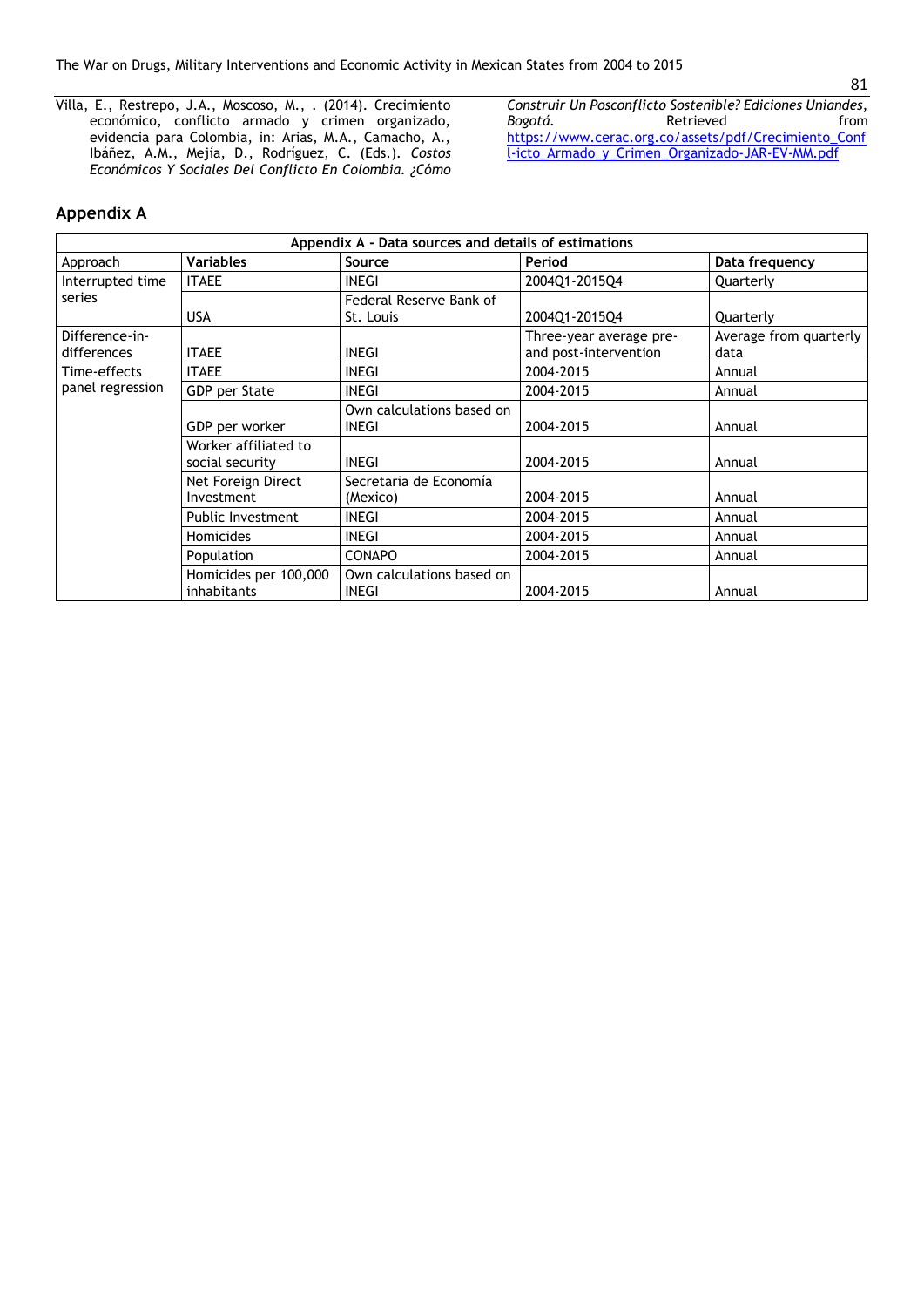Villa, E., Restrepo, J.A., Moscoso, M., . (2014). Crecimiento económico, conflicto armado y crimen organizado, evidencia para Colombia, in: Arias, M.A., Camacho, A., Ibáñez, A.M., Mejía, D., Rodríguez, C. (Eds.). *Costos Económicos Y Sociales Del Conflicto En Colombia. ¿Cómo Construir Un Posconflicto Sostenible? Ediciones Uniandes, Bogotá.* Retrieved from https://www.cerac.org.co/assets/pdf/Crecimiento_Conflicto_Armado_y_Crimen_Organizado-JAR-EV-MM.pdf

## Appendix A

| Appendix A - Data sources and details of estimations | | | | |
|---|---|---|---|---|
| Approach | **Variables** | **Source** | **Period** | **Data frequency** |
| Interrupted time series | ITAEE | INEGI | 2004Q1-2015Q4 | Quarterly |
| | USA | Federal Reserve Bank of St. Louis | 2004Q1-2015Q4 | Quarterly |
| Difference-in-differences | ITAEE | INEGI | Three-year average pre- and post-intervention | Average from quarterly data |
| Time-effects panel regression | ITAEE | INEGI | 2004-2015 | Annual |
| | GDP per State | INEGI | 2004-2015 | Annual |
| | GDP per worker | Own calculations based on INEGI | 2004-2015 | Annual |
| | Worker affiliated to social security | INEGI | 2004-2015 | Annual |
| | Net Foreign Direct Investment | Secretaria de Economía (Mexico) | 2004-2015 | Annual |
| | Public Investment | INEGI | 2004-2015 | Annual |
| | Homicides | INEGI | 2004-2015 | Annual |
| | Population | CONAPO | 2004-2015 | Annual |
| | Homicides per 100,000 inhabitants | Own calculations based on INEGI | 2004-2015 | Annual |